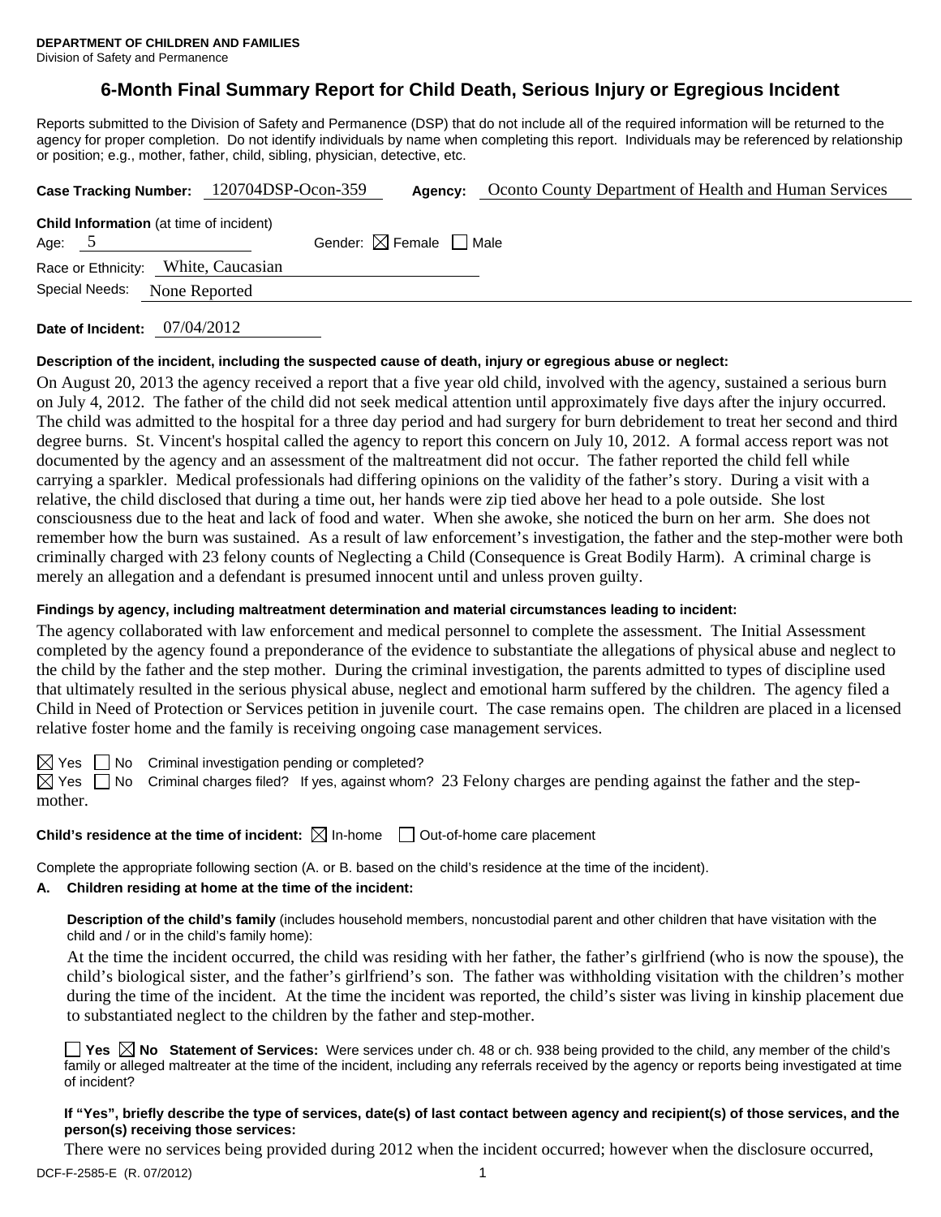**DEPARTMENT OF CHILDREN AND FAMILIES**
Division of Safety and Permanence

# 6-Month Final Summary Report for Child Death, Serious Injury or Egregious Incident

Reports submitted to the Division of Safety and Permanence (DSP) that do not include all of the required information will be returned to the agency for proper completion. Do not identify individuals by name when completing this report. Individuals may be referenced by relationship or position; e.g., mother, father, child, sibling, physician, detective, etc.

**Case Tracking Number:** 120704DSP-Ocon-359 **Agency:** Oconto County Department of Health and Human Services

**Child Information** (at time of incident)
Age: 5 Gender: ☒ Female ☐ Male
Race or Ethnicity: White, Caucasian
Special Needs: None Reported

**Date of Incident:** 07/04/2012

**Description of the incident, including the suspected cause of death, injury or egregious abuse or neglect:**

On August 20, 2013 the agency received a report that a five year old child, involved with the agency, sustained a serious burn on July 4, 2012. The father of the child did not seek medical attention until approximately five days after the injury occurred. The child was admitted to the hospital for a three day period and had surgery for burn debridement to treat her second and third degree burns. St. Vincent's hospital called the agency to report this concern on July 10, 2012. A formal access report was not documented by the agency and an assessment of the maltreatment did not occur. The father reported the child fell while carrying a sparkler. Medical professionals had differing opinions on the validity of the father's story. During a visit with a relative, the child disclosed that during a time out, her hands were zip tied above her head to a pole outside. She lost consciousness due to the heat and lack of food and water. When she awoke, she noticed the burn on her arm. She does not remember how the burn was sustained. As a result of law enforcement's investigation, the father and the step-mother were both criminally charged with 23 felony counts of Neglecting a Child (Consequence is Great Bodily Harm). A criminal charge is merely an allegation and a defendant is presumed innocent until and unless proven guilty.

**Findings by agency, including maltreatment determination and material circumstances leading to incident:**

The agency collaborated with law enforcement and medical personnel to complete the assessment. The Initial Assessment completed by the agency found a preponderance of the evidence to substantiate the allegations of physical abuse and neglect to the child by the father and the step mother. During the criminal investigation, the parents admitted to types of discipline used that ultimately resulted in the serious physical abuse, neglect and emotional harm suffered by the children. The agency filed a Child in Need of Protection or Services petition in juvenile court. The case remains open. The children are placed in a licensed relative foster home and the family is receiving ongoing case management services.

☒ Yes ☐ No Criminal investigation pending or completed?
☒ Yes ☐ No Criminal charges filed? If yes, against whom? 23 Felony charges are pending against the father and the step-mother.

**Child's residence at the time of incident:** ☒ In-home ☐ Out-of-home care placement

Complete the appropriate following section (A. or B. based on the child's residence at the time of the incident).

**A. Children residing at home at the time of the incident:**

**Description of the child's family** (includes household members, noncustodial parent and other children that have visitation with the child and / or in the child's family home):

At the time the incident occurred, the child was residing with her father, the father's girlfriend (who is now the spouse), the child's biological sister, and the father's girlfriend's son. The father was withholding visitation with the children's mother during the time of the incident. At the time the incident was reported, the child's sister was living in kinship placement due to substantiated neglect to the children by the father and step-mother.

☐ **Yes** ☒ **No** **Statement of Services:** Were services under ch. 48 or ch. 938 being provided to the child, any member of the child's family or alleged maltreater at the time of the incident, including any referrals received by the agency or reports being investigated at time of incident?

**If "Yes", briefly describe the type of services, date(s) of last contact between agency and recipient(s) of those services, and the person(s) receiving those services:**

There were no services being provided during 2012 when the incident occurred; however when the disclosure occurred,

DCF-F-2585-E (R. 07/2012)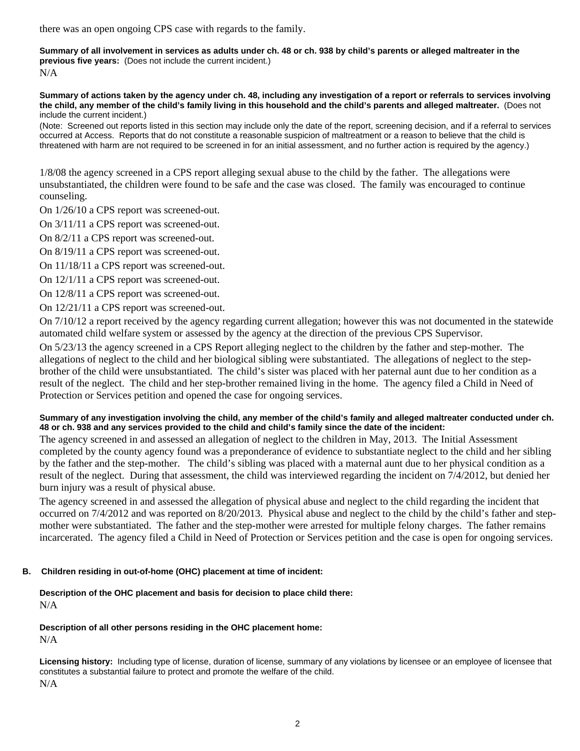there was an open ongoing CPS case with regards to the family.

**Summary of all involvement in services as adults under ch. 48 or ch. 938 by child's parents or alleged maltreater in the previous five years:** (Does not include the current incident.)

N/A

**Summary of actions taken by the agency under ch. 48, including any investigation of a report or referrals to services involving the child, any member of the child's family living in this household and the child's parents and alleged maltreater.** (Does not include the current incident.)

(Note: Screened out reports listed in this section may include only the date of the report, screening decision, and if a referral to services occurred at Access. Reports that do not constitute a reasonable suspicion of maltreatment or a reason to believe that the child is threatened with harm are not required to be screened in for an initial assessment, and no further action is required by the agency.)

1/8/08 the agency screened in a CPS report alleging sexual abuse to the child by the father. The allegations were unsubstantiated, the children were found to be safe and the case was closed. The family was encouraged to continue counseling.

On 1/26/10 a CPS report was screened-out.

On 3/11/11 a CPS report was screened-out.

On 8/2/11 a CPS report was screened-out.

On 8/19/11 a CPS report was screened-out.

On 11/18/11 a CPS report was screened-out.

On 12/1/11 a CPS report was screened-out.

On 12/8/11 a CPS report was screened-out.

On 12/21/11 a CPS report was screened-out.

On 7/10/12 a report received by the agency regarding current allegation; however this was not documented in the statewide automated child welfare system or assessed by the agency at the direction of the previous CPS Supervisor.

On 5/23/13 the agency screened in a CPS Report alleging neglect to the children by the father and step-mother. The allegations of neglect to the child and her biological sibling were substantiated. The allegations of neglect to the step-brother of the child were unsubstantiated. The child's sister was placed with her paternal aunt due to her condition as a result of the neglect. The child and her step-brother remained living in the home. The agency filed a Child in Need of Protection or Services petition and opened the case for ongoing services.

**Summary of any investigation involving the child, any member of the child's family and alleged maltreater conducted under ch. 48 or ch. 938 and any services provided to the child and child's family since the date of the incident:**

The agency screened in and assessed an allegation of neglect to the children in May, 2013. The Initial Assessment completed by the county agency found was a preponderance of evidence to substantiate neglect to the child and her sibling by the father and the step-mother. The child's sibling was placed with a maternal aunt due to her physical condition as a result of the neglect. During that assessment, the child was interviewed regarding the incident on 7/4/2012, but denied her burn injury was a result of physical abuse.

The agency screened in and assessed the allegation of physical abuse and neglect to the child regarding the incident that occurred on 7/4/2012 and was reported on 8/20/2013. Physical abuse and neglect to the child by the child's father and step-mother were substantiated. The father and the step-mother were arrested for multiple felony charges. The father remains incarcerated. The agency filed a Child in Need of Protection or Services petition and the case is open for ongoing services.

**B. Children residing in out-of-home (OHC) placement at time of incident:**

**Description of the OHC placement and basis for decision to place child there:**

N/A

**Description of all other persons residing in the OHC placement home:**

N/A

**Licensing history:** Including type of license, duration of license, summary of any violations by licensee or an employee of licensee that constitutes a substantial failure to protect and promote the welfare of the child.

N/A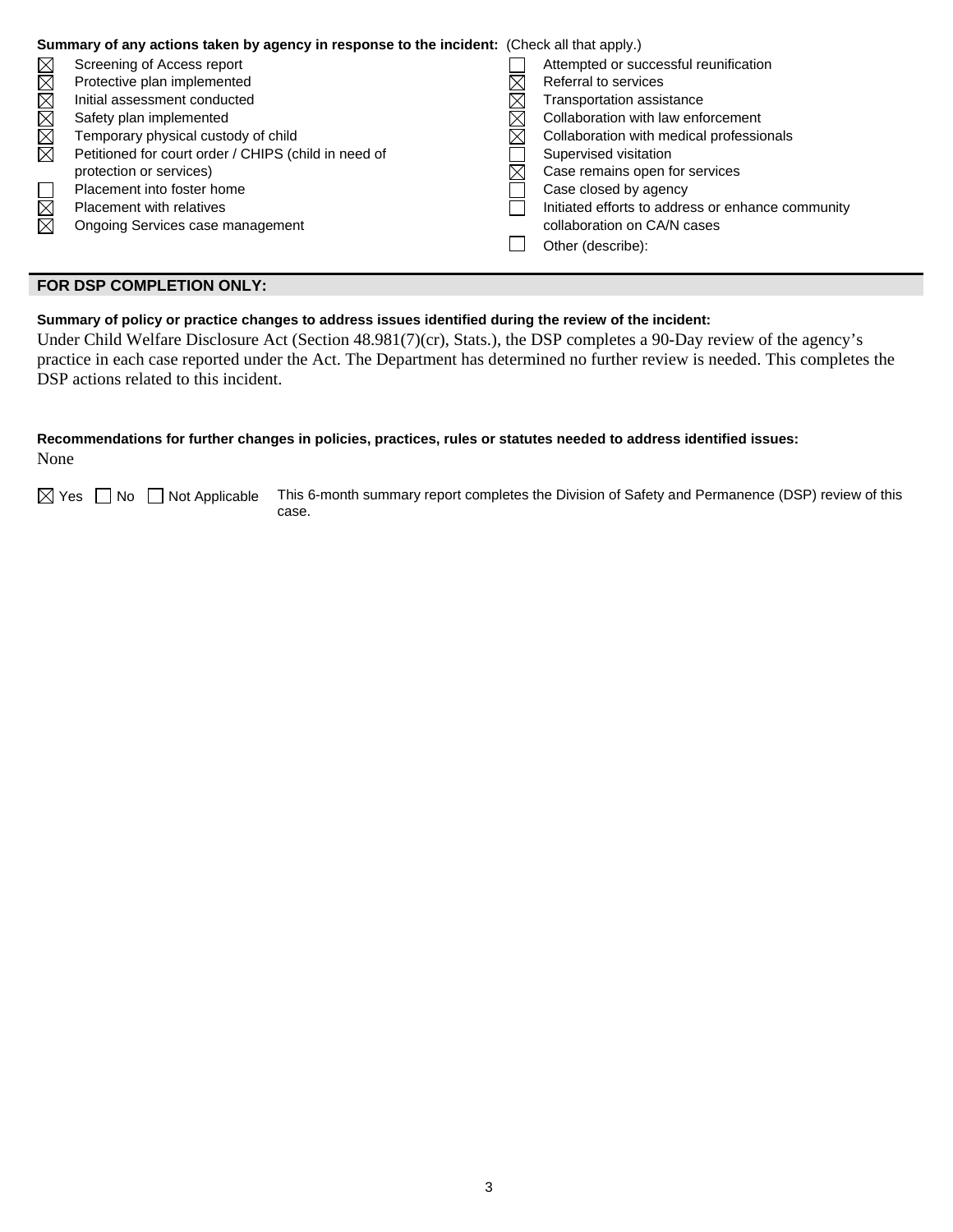**Summary of any actions taken by agency in response to the incident:** (Check all that apply.)

- ☒ Screening of Access report
- ☒ Protective plan implemented
- ☒ Initial assessment conducted
- ☒ Safety plan implemented
- ☒ Temporary physical custody of child
- ☒ Petitioned for court order / CHIPS (child in need of protection or services)
- ☐ Placement into foster home
- ☒ Placement with relatives
- ☒ Ongoing Services case management
- ☐ Attempted or successful reunification
- ☒ Referral to services
- ☒ Transportation assistance
- ☒ Collaboration with law enforcement
- ☒ Collaboration with medical professionals
- ☐ Supervised visitation
- ☒ Case remains open for services
- ☐ Case closed by agency
- ☐ Initiated efforts to address or enhance community collaboration on CA/N cases
- ☐ Other (describe):

## FOR DSP COMPLETION ONLY:

**Summary of policy or practice changes to address issues identified during the review of the incident:**

Under Child Welfare Disclosure Act (Section 48.981(7)(cr), Stats.), the DSP completes a 90-Day review of the agency's practice in each case reported under the Act. The Department has determined no further review is needed. This completes the DSP actions related to this incident.

**Recommendations for further changes in policies, practices, rules or statutes needed to address identified issues:**

None

☒ Yes ☐ No ☐ Not Applicable This 6-month summary report completes the Division of Safety and Permanence (DSP) review of this case.